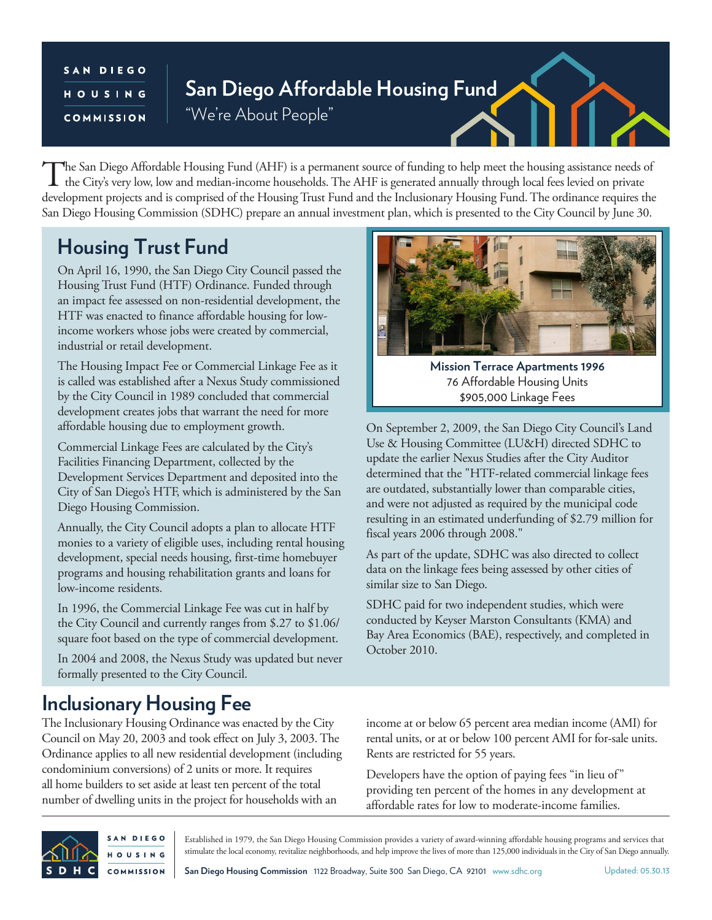SAN DIEGO HOUSING COMMISSION

# San Diego Affordable Housing Fund

"We're About People"

The San Diego Affordable Housing Fund (AHF) is a permanent source of funding to help meet the housing assistance needs of the City's very low, low and median-income households. The AHF is generated annually through local fees levied on private development projects and is comprised of the Housing Trust Fund and the Inclusionary Housing Fund. The ordinance requires the San Diego Housing Commission (SDHC) prepare an annual investment plan, which is presented to the City Council by June 30.

## Housing Trust Fund

On April 16, 1990, the San Diego City Council passed the Housing Trust Fund (HTF) Ordinance. Funded through an impact fee assessed on non-residential development, the HTF was enacted to finance affordable housing for low-income workers whose jobs were created by commercial, industrial or retail development.

The Housing Impact Fee or Commercial Linkage Fee as it is called was established after a Nexus Study commissioned by the City Council in 1989 concluded that commercial development creates jobs that warrant the need for more affordable housing due to employment growth.

Commercial Linkage Fees are calculated by the City's Facilities Financing Department, collected by the Development Services Department and deposited into the City of San Diego's HTF, which is administered by the San Diego Housing Commission.

Annually, the City Council adopts a plan to allocate HTF monies to a variety of eligible uses, including rental housing development, special needs housing, first-time homebuyer programs and housing rehabilitation grants and loans for low-income residents.

In 1996, the Commercial Linkage Fee was cut in half by the City Council and currently ranges from $.27 to $1.06/ square foot based on the type of commercial development.

In 2004 and 2008, the Nexus Study was updated but never formally presented to the City Council.

**Mission Terrace Apartments 1996**
76 Affordable Housing Units
$905,000 Linkage Fees

On September 2, 2009, the San Diego City Council's Land Use & Housing Committee (LU&H) directed SDHC to update the earlier Nexus Studies after the City Auditor determined that the "HTF-related commercial linkage fees are outdated, substantially lower than comparable cities, and were not adjusted as required by the municipal code resulting in an estimated underfunding of $2.79 million for fiscal years 2006 through 2008."

As part of the update, SDHC was also directed to collect data on the linkage fees being assessed by other cities of similar size to San Diego.

SDHC paid for two independent studies, which were conducted by Keyser Marston Consultants (KMA) and Bay Area Economics (BAE), respectively, and completed in October 2010.

## Inclusionary Housing Fee

The Inclusionary Housing Ordinance was enacted by the City Council on May 20, 2003 and took effect on July 3, 2003. The Ordinance applies to all new residential development (including condominium conversions) of 2 units or more. It requires all home builders to set aside at least ten percent of the total number of dwelling units in the project for households with an income at or below 65 percent area median income (AMI) for rental units, or at or below 100 percent AMI for for-sale units. Rents are restricted for 55 years.

Developers have the option of paying fees "in lieu of" providing ten percent of the homes in any development at affordable rates for low to moderate-income families.

Established in 1979, the San Diego Housing Commission provides a variety of award-winning affordable housing programs and services that stimulate the local economy, revitalize neighborhoods, and help improve the lives of more than 125,000 individuals in the City of San Diego annually.

**San Diego Housing Commission** 1122 Broadway, Suite 300 San Diego, CA 92101 www.sdhc.org

Updated: 05.30.13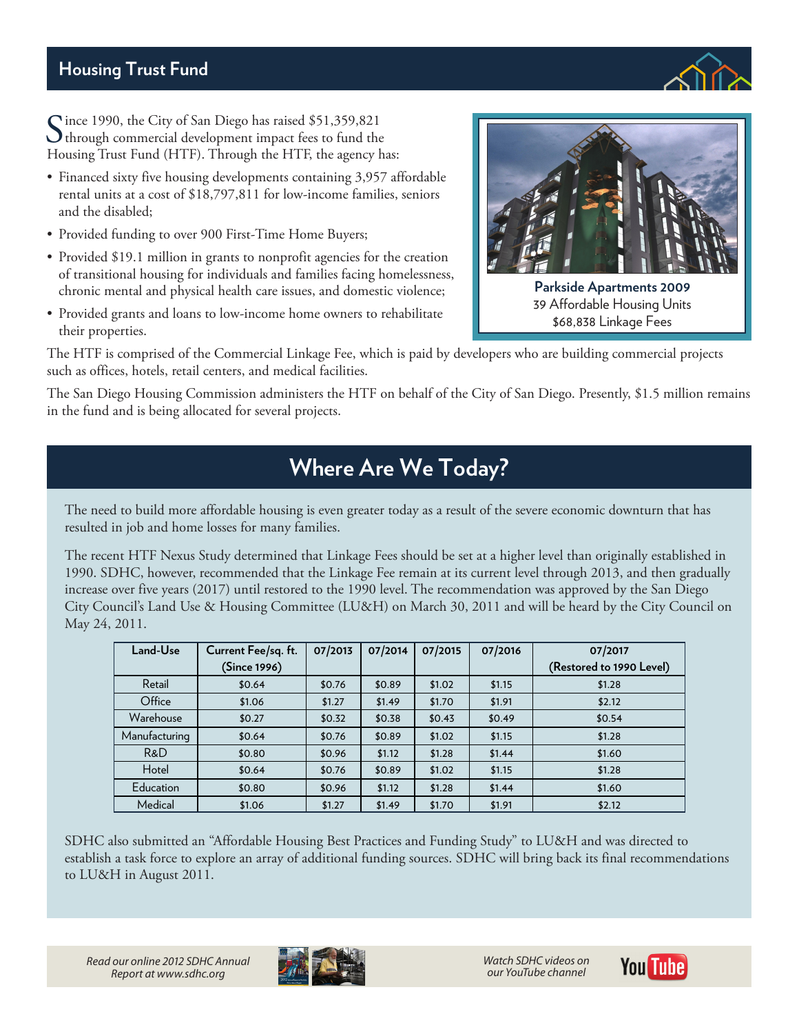## Housing Trust Fund

Since 1990, the City of San Diego has raised $51,359,821 through commercial development impact fees to fund the Housing Trust Fund (HTF). Through the HTF, the agency has:

- Financed sixty five housing developments containing 3,957 affordable rental units at a cost of $18,797,811 for low-income families, seniors and the disabled;
- Provided funding to over 900 First-Time Home Buyers;
- Provided $19.1 million in grants to nonprofit agencies for the creation of transitional housing for individuals and families facing homelessness, chronic mental and physical health care issues, and domestic violence;
- Provided grants and loans to low-income home owners to rehabilitate their properties.

**Parkside Apartments 2009**
39 Affordable Housing Units
$68,838 Linkage Fees

The HTF is comprised of the Commercial Linkage Fee, which is paid by developers who are building commercial projects such as offices, hotels, retail centers, and medical facilities.

The San Diego Housing Commission administers the HTF on behalf of the City of San Diego. Presently, $1.5 million remains in the fund and is being allocated for several projects.

## Where Are We Today?

The need to build more affordable housing is even greater today as a result of the severe economic downturn that has resulted in job and home losses for many families.

The recent HTF Nexus Study determined that Linkage Fees should be set at a higher level than originally established in 1990. SDHC, however, recommended that the Linkage Fee remain at its current level through 2013, and then gradually increase over five years (2017) until restored to the 1990 level. The recommendation was approved by the San Diego City Council's Land Use & Housing Committee (LU&H) on March 30, 2011 and will be heard by the City Council on May 24, 2011.

| Land-Use | Current Fee/sq. ft. (Since 1996) | 07/2013 | 07/2014 | 07/2015 | 07/2016 | 07/2017 (Restored to 1990 Level) |
|---|---|---|---|---|---|---|
| Retail | $0.64 | $0.76 | $0.89 | $1.02 | $1.15 | $1.28 |
| Office | $1.06 | $1.27 | $1.49 | $1.70 | $1.91 | $2.12 |
| Warehouse | $0.27 | $0.32 | $0.38 | $0.43 | $0.49 | $0.54 |
| Manufacturing | $0.64 | $0.76 | $0.89 | $1.02 | $1.15 | $1.28 |
| R&D | $0.80 | $0.96 | $1.12 | $1.28 | $1.44 | $1.60 |
| Hotel | $0.64 | $0.76 | $0.89 | $1.02 | $1.15 | $1.28 |
| Education | $0.80 | $0.96 | $1.12 | $1.28 | $1.44 | $1.60 |
| Medical | $1.06 | $1.27 | $1.49 | $1.70 | $1.91 | $2.12 |

SDHC also submitted an "Affordable Housing Best Practices and Funding Study" to LU&H and was directed to establish a task force to explore an array of additional funding sources. SDHC will bring back its final recommendations to LU&H in August 2011.

*Read our online 2012 SDHC Annual Report at www.sdhc.org*

*Watch SDHC videos on our YouTube channel*